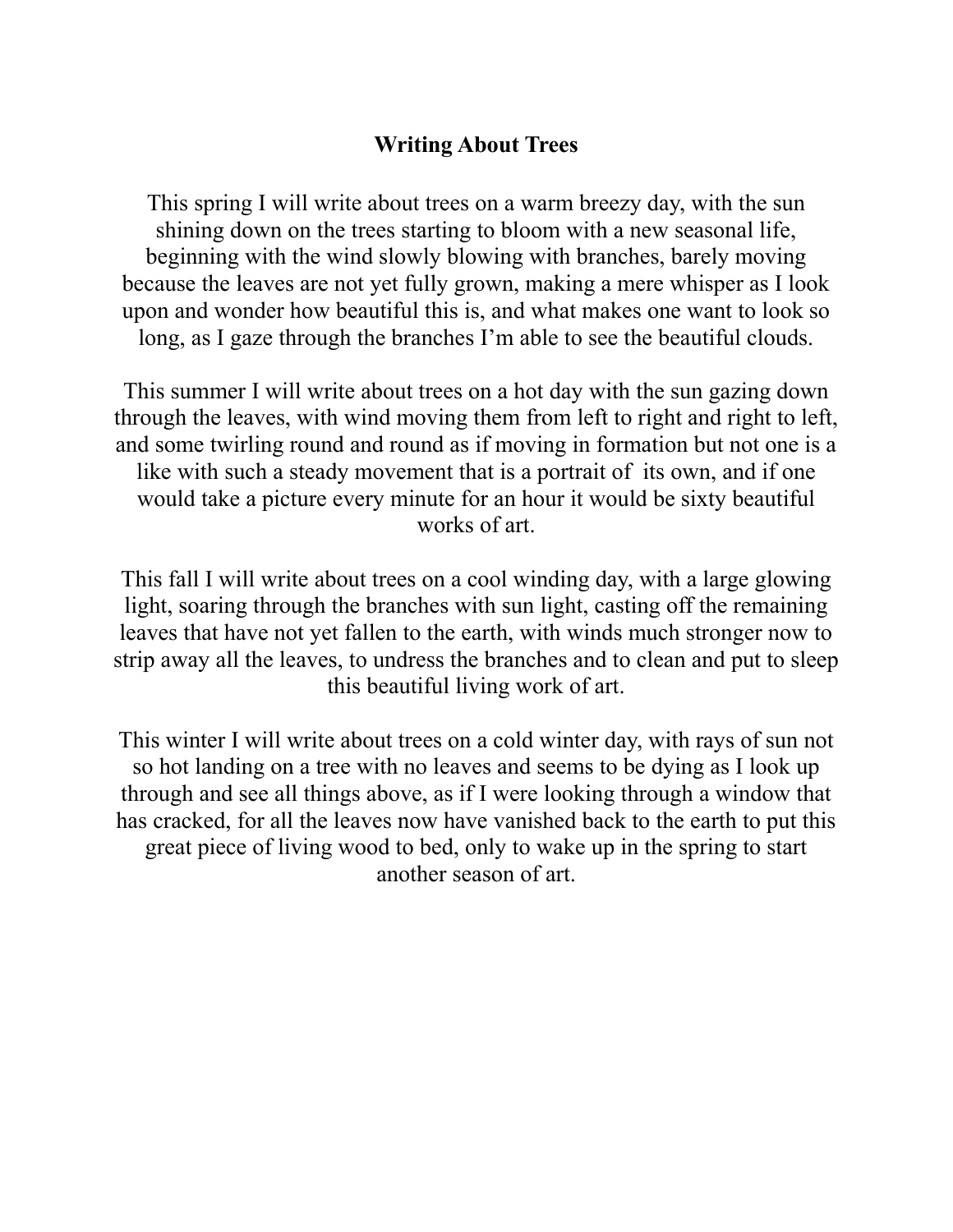# Writing About Trees

This spring I will write about trees on a warm breezy day, with the sun shining down on the trees starting to bloom with a new seasonal life, beginning with the wind slowly blowing with branches, barely moving because the leaves are not yet fully grown, making a mere whisper as I look upon and wonder how beautiful this is, and what makes one want to look so long, as I gaze through the branches I'm able to see the beautiful clouds.

This summer I will write about trees on a hot day with the sun gazing down through the leaves, with wind moving them from left to right and right to left, and some twirling round and round as if moving in formation but not one is a like with such a steady movement that is a portrait of its own, and if one would take a picture every minute for an hour it would be sixty beautiful works of art.

This fall I will write about trees on a cool winding day, with a large glowing light, soaring through the branches with sun light, casting off the remaining leaves that have not yet fallen to the earth, with winds much stronger now to strip away all the leaves, to undress the branches and to clean and put to sleep this beautiful living work of art.

This winter I will write about trees on a cold winter day, with rays of sun not so hot landing on a tree with no leaves and seems to be dying as I look up through and see all things above, as if I were looking through a window that has cracked, for all the leaves now have vanished back to the earth to put this great piece of living wood to bed, only to wake up in the spring to start another season of art.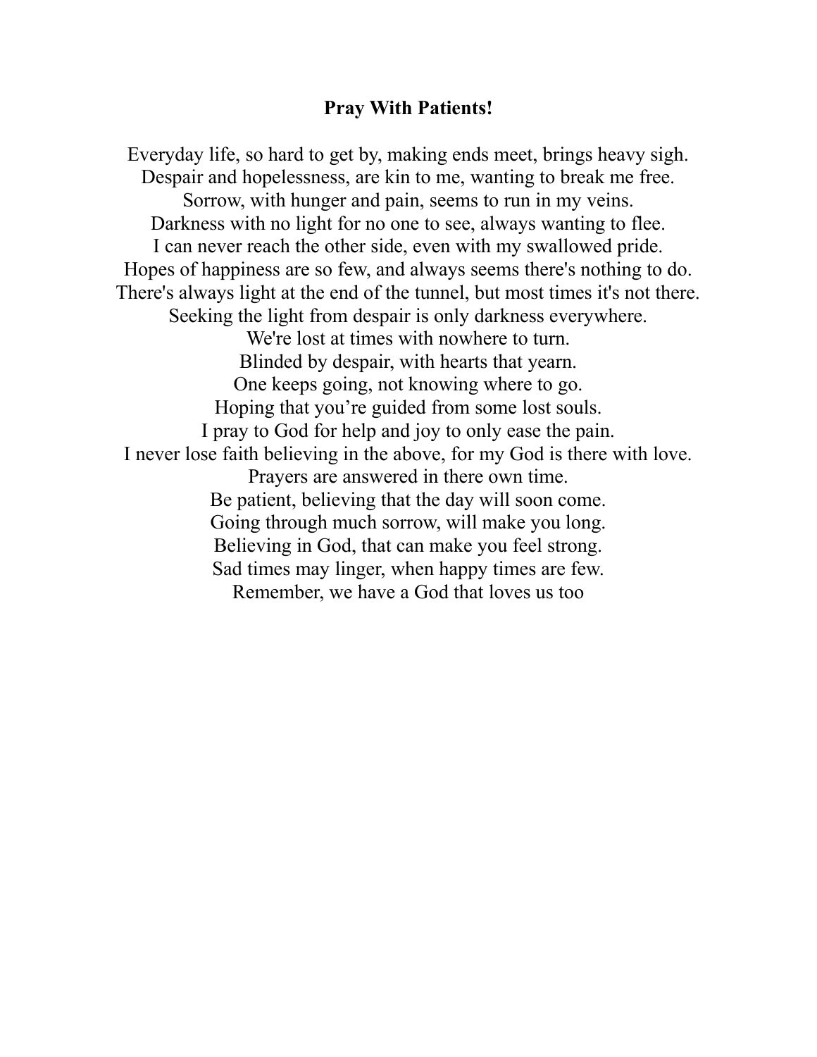**Pray With Patients!**

Everyday life, so hard to get by, making ends meet, brings heavy sigh.
Despair and hopelessness, are kin to me, wanting to break me free.
Sorrow, with hunger and pain, seems to run in my veins.
Darkness with no light for no one to see, always wanting to flee.
I can never reach the other side, even with my swallowed pride.
Hopes of happiness are so few, and always seems there's nothing to do.
There's always light at the end of the tunnel, but most times it's not there.
Seeking the light from despair is only darkness everywhere.
We're lost at times with nowhere to turn.
Blinded by despair, with hearts that yearn.
One keeps going, not knowing where to go.
Hoping that you're guided from some lost souls.
I pray to God for help and joy to only ease the pain.
I never lose faith believing in the above, for my God is there with love.
Prayers are answered in there own time.
Be patient, believing that the day will soon come.
Going through much sorrow, will make you long.
Believing in God, that can make you feel strong.
Sad times may linger, when happy times are few.
Remember, we have a God that loves us too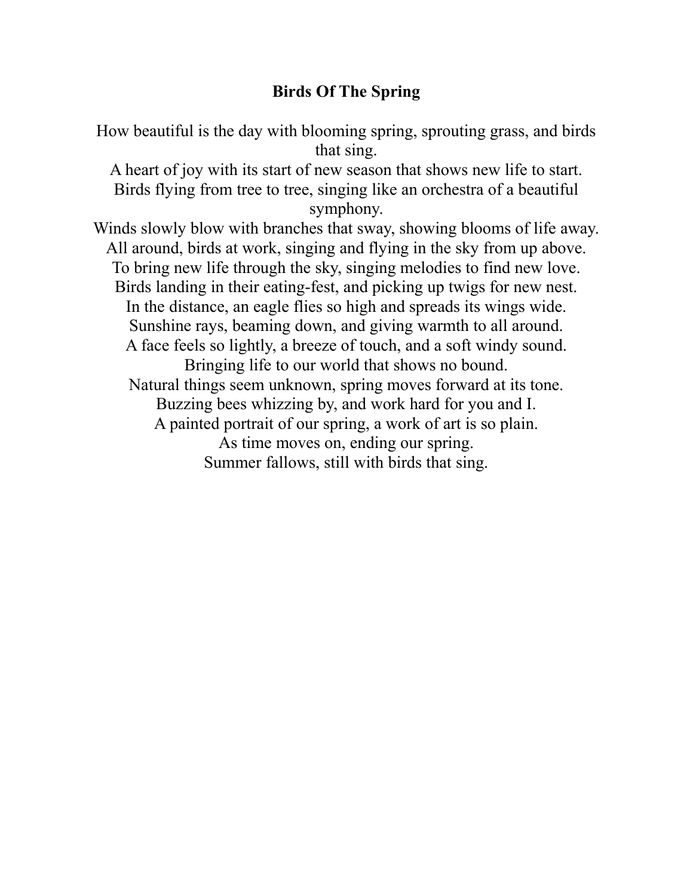## Birds Of The Spring

How beautiful is the day with blooming spring, sprouting grass, and birds that sing.  
A heart of joy with its start of new season that shows new life to start.  
Birds flying from tree to tree, singing like an orchestra of a beautiful symphony.  
Winds slowly blow with branches that sway, showing blooms of life away.  
All around, birds at work, singing and flying in the sky from up above.  
To bring new life through the sky, singing melodies to find new love.  
Birds landing in their eating-fest, and picking up twigs for new nest.  
In the distance, an eagle flies so high and spreads its wings wide.  
Sunshine rays, beaming down, and giving warmth to all around.  
A face feels so lightly, a breeze of touch, and a soft windy sound.  
Bringing life to our world that shows no bound.  
Natural things seem unknown, spring moves forward at its tone.  
Buzzing bees whizzing by, and work hard for you and I.  
A painted portrait of our spring, a work of art is so plain.  
As time moves on, ending our spring.  
Summer fallows, still with birds that sing.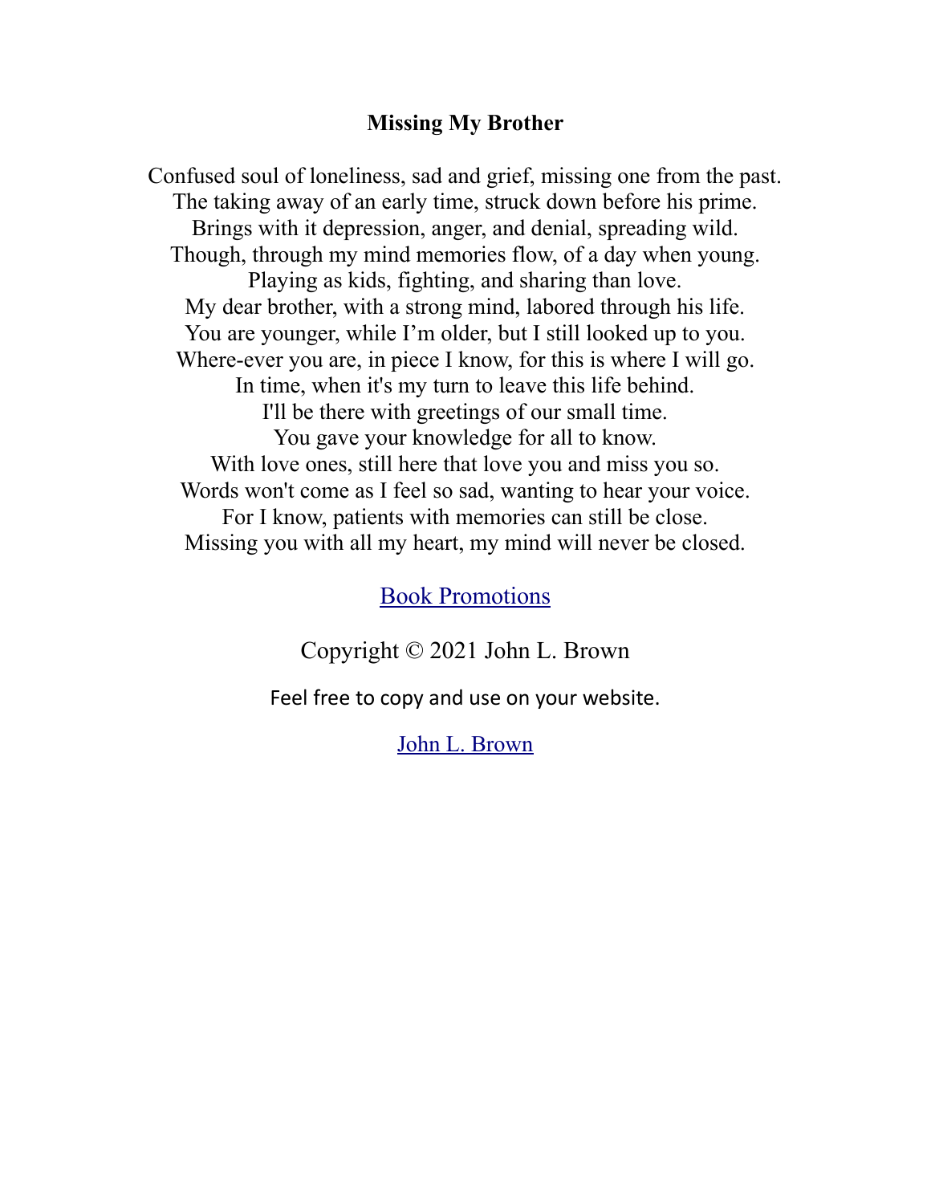**Missing My Brother**

Confused soul of loneliness, sad and grief, missing one from the past.
The taking away of an early time, struck down before his prime.
Brings with it depression, anger, and denial, spreading wild.
Though, through my mind memories flow, of a day when young.
Playing as kids, fighting, and sharing than love.
My dear brother, with a strong mind, labored through his life.
You are younger, while I'm older, but I still looked up to you.
Where-ever you are, in piece I know, for this is where I will go.
In time, when it's my turn to leave this life behind.
I'll be there with greetings of our small time.
You gave your knowledge for all to know.
With love ones, still here that love you and miss you so.
Words won't come as I feel so sad, wanting to hear your voice.
For I know, patients with memories can still be close.
Missing you with all my heart, my mind will never be closed.

Book Promotions

Copyright © 2021 John L. Brown

Feel free to copy and use on your website.

John L. Brown